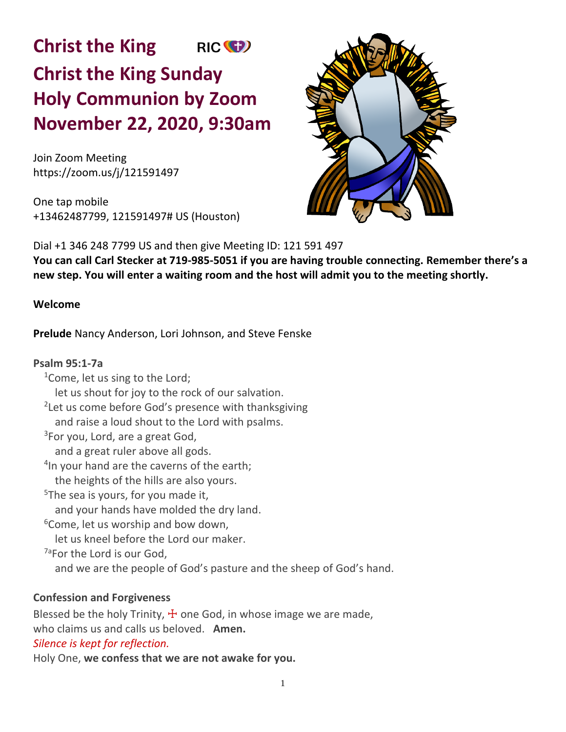# Christ the King RIC
# Christ the King Sunday
# Holy Communion by Zoom
# November 22, 2020, 9:30am

Join Zoom Meeting
https://zoom.us/j/121591497

One tap mobile
+13462487799, 121591497# US (Houston)

Dial +1 346 248 7799 US and then give Meeting ID: 121 591 497

**You can call Carl Stecker at 719-985-5051 if you are having trouble connecting. Remember there's a new step. You will enter a waiting room and the host will admit you to the meeting shortly.**

**Welcome**

**Prelude** Nancy Anderson, Lori Johnson, and Steve Fenske

**Psalm 95:1-7a**

[1]Come, let us sing to the Lord;
let us shout for joy to the rock of our salvation.
[2]Let us come before God's presence with thanksgiving
and raise a loud shout to the Lord with psalms.
[3]For you, Lord, are a great God,
and a great ruler above all gods.
[4]In your hand are the caverns of the earth;
the heights of the hills are also yours.
[5]The sea is yours, for you made it,
and your hands have molded the dry land.
[6]Come, let us worship and bow down,
let us kneel before the Lord our maker.
[7a]For the Lord is our God,
and we are the people of God's pasture and the sheep of God's hand.

**Confession and Forgiveness**

Blessed be the holy Trinity, ☩ one God, in whose image we are made,
who claims us and calls us beloved. **Amen.**

*Silence is kept for reflection.*

Holy One, **we confess that we are not awake for you.**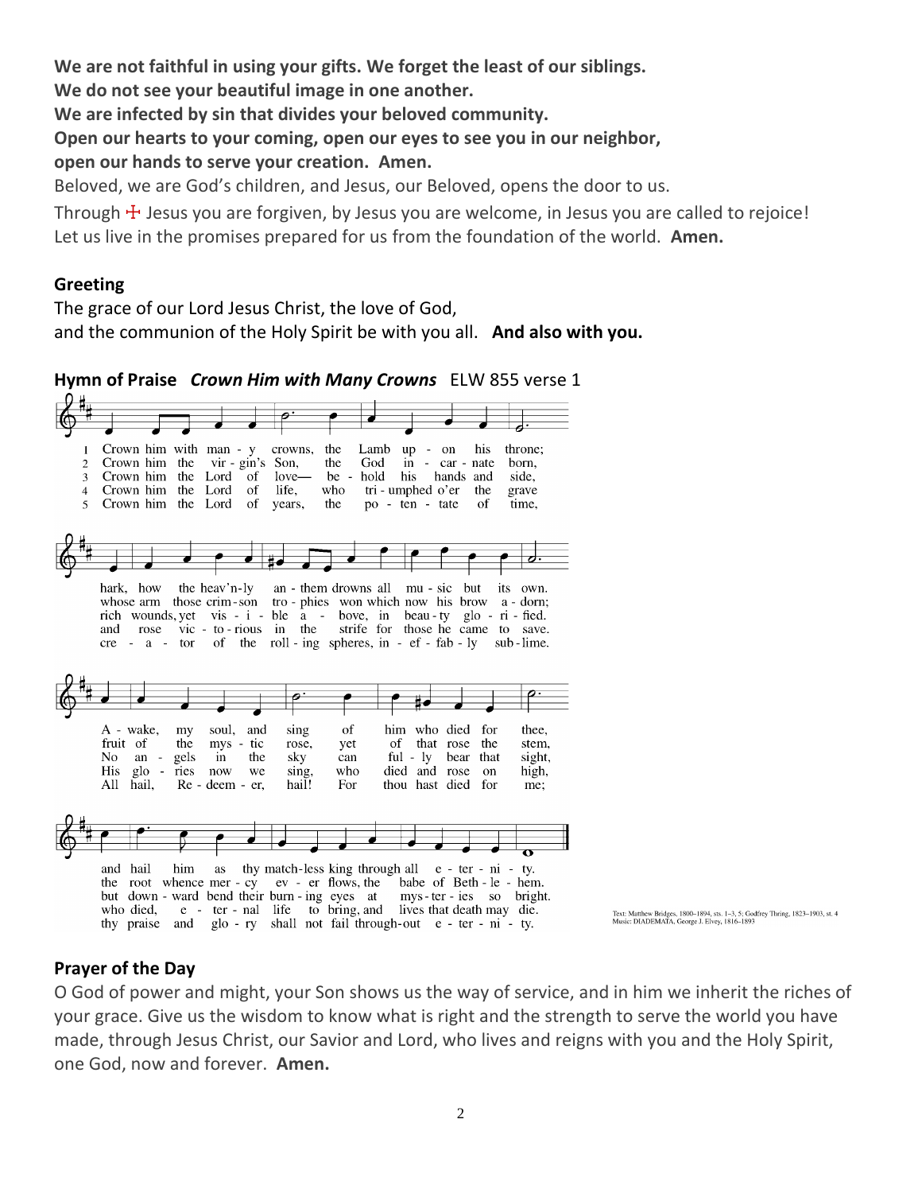**We are not faithful in using your gifts. We forget the least of our siblings.**
**We do not see your beautiful image in one another.**
**We are infected by sin that divides your beloved community.**
**Open our hearts to your coming, open our eyes to see you in our neighbor,**
**open our hands to serve your creation. Amen.**

Beloved, we are God's children, and Jesus, our Beloved, opens the door to us.

Through ☩ Jesus you are forgiven, by Jesus you are welcome, in Jesus you are called to rejoice!
Let us live in the promises prepared for us from the foundation of the world. **Amen.**

### Greeting

The grace of our Lord Jesus Christ, the love of God,
and the communion of the Holy Spirit be with you all. **And also with you.**

### Hymn of Praise *Crown Him with Many Crowns* ELW 855 verse 1

1 Crown him with many crowns, the Lamb upon his throne; hark, how the heav'nly anthem drowns all music but its own. Awake, my soul, and sing of him who died for thee, and hail him as thy matchless king through all eternity.

2 Crown him the virgin's Son, the God incarnate born, whose arm those crimson trophies won which now his brow adorn; fruit of the mystic rose, yet of that rose the stem, the root whence mercy ever flows, the babe of Bethlehem.

3 Crown him the Lord of love— behold his hands and side, rich wounds, yet visible above, in beauty glorified. No angels in the sky can fully bear that sight, but downward bend their burning eyes at mysteries so bright.

4 Crown him the Lord of life, who triumphed o'er the grave and rose victorious in the strife for those he came to save. His glories now we sing, who died and rose on high, who died, eternal life to bring, and lives that death may die.

5 Crown him the Lord of years, the potentate of time, creator of the rolling spheres, ineffably sublime. All hail, Redeemer, hail! For thou hast died for me; thy praise and glory shall not fail throughout eternity.

Text: Matthew Bridges, 1800–1894, sts. 1–3, 5; Godfrey Thring, 1823–1903, st. 4
Music: DIADEMATA, George J. Elvey, 1816–1893

### Prayer of the Day

O God of power and might, your Son shows us the way of service, and in him we inherit the riches of your grace. Give us the wisdom to know what is right and the strength to serve the world you have made, through Jesus Christ, our Savior and Lord, who lives and reigns with you and the Holy Spirit, one God, now and forever. **Amen.**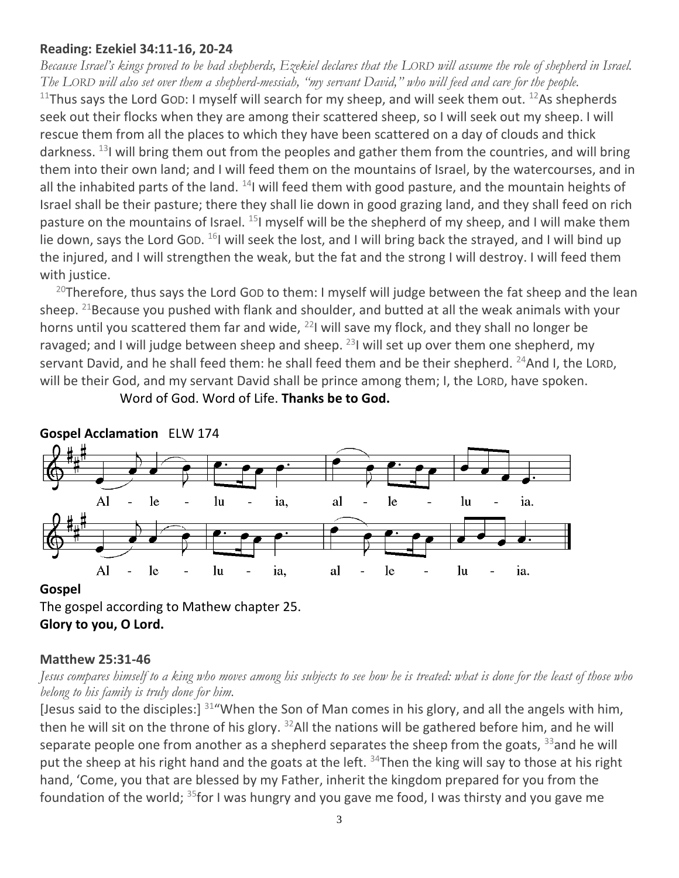**Reading: Ezekiel 34:11-16, 20-24**

*Because Israel's kings proved to be bad shepherds, Ezekiel declares that the LORD will assume the role of shepherd in Israel. The LORD will also set over them a shepherd-messiah, "my servant David," who will feed and care for the people.*

[11]Thus says the Lord GOD: I myself will search for my sheep, and will seek them out. [12]As shepherds seek out their flocks when they are among their scattered sheep, so I will seek out my sheep. I will rescue them from all the places to which they have been scattered on a day of clouds and thick darkness. [13]I will bring them out from the peoples and gather them from the countries, and will bring them into their own land; and I will feed them on the mountains of Israel, by the watercourses, and in all the inhabited parts of the land. [14]I will feed them with good pasture, and the mountain heights of Israel shall be their pasture; there they shall lie down in good grazing land, and they shall feed on rich pasture on the mountains of Israel. [15]I myself will be the shepherd of my sheep, and I will make them lie down, says the Lord GOD. [16]I will seek the lost, and I will bring back the strayed, and I will bind up the injured, and I will strengthen the weak, but the fat and the strong I will destroy. I will feed them with justice.

[20]Therefore, thus says the Lord GOD to them: I myself will judge between the fat sheep and the lean sheep. [21]Because you pushed with flank and shoulder, and butted at all the weak animals with your horns until you scattered them far and wide, [22]I will save my flock, and they shall no longer be ravaged; and I will judge between sheep and sheep. [23]I will set up over them one shepherd, my servant David, and he shall feed them: he shall feed them and be their shepherd. [24]And I, the LORD, will be their God, and my servant David shall be prince among them; I, the LORD, have spoken.

Word of God. Word of Life. **Thanks be to God.**

**Gospel Acclamation** ELW 174

Al - le - lu - ia, al - le - lu - ia.
Al - le - lu - ia, al - le - lu - ia.

**Gospel**

The gospel according to Mathew chapter 25.
**Glory to you, O Lord.**

**Matthew 25:31-46**

*Jesus compares himself to a king who moves among his subjects to see how he is treated: what is done for the least of those who belong to his family is truly done for him.*

[Jesus said to the disciples:] [31]"When the Son of Man comes in his glory, and all the angels with him, then he will sit on the throne of his glory. [32]All the nations will be gathered before him, and he will separate people one from another as a shepherd separates the sheep from the goats, [33]and he will put the sheep at his right hand and the goats at the left. [34]Then the king will say to those at his right hand, 'Come, you that are blessed by my Father, inherit the kingdom prepared for you from the foundation of the world; [35]for I was hungry and you gave me food, I was thirsty and you gave me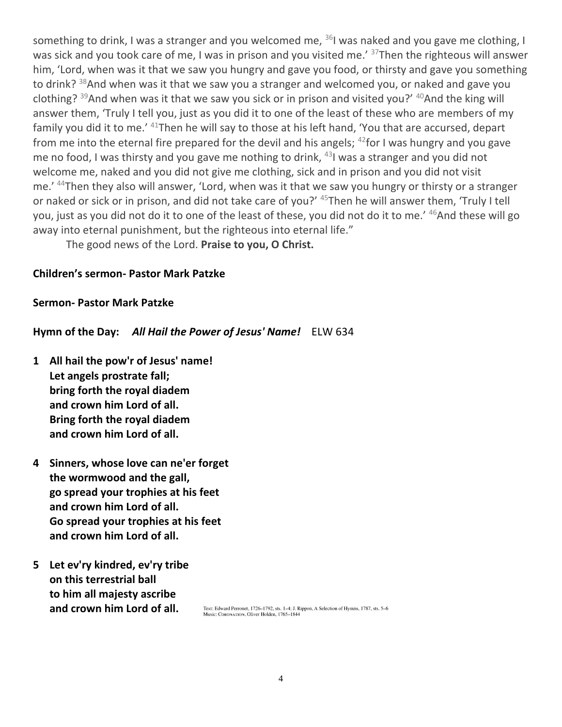something to drink, I was a stranger and you welcomed me, [36]I was naked and you gave me clothing, I was sick and you took care of me, I was in prison and you visited me.' [37]Then the righteous will answer him, 'Lord, when was it that we saw you hungry and gave you food, or thirsty and gave you something to drink? [38]And when was it that we saw you a stranger and welcomed you, or naked and gave you clothing? [39]And when was it that we saw you sick or in prison and visited you?' [40]And the king will answer them, 'Truly I tell you, just as you did it to one of the least of these who are members of my family you did it to me.' [41]Then he will say to those at his left hand, 'You that are accursed, depart from me into the eternal fire prepared for the devil and his angels; [42]for I was hungry and you gave me no food, I was thirsty and you gave me nothing to drink, [43]I was a stranger and you did not welcome me, naked and you did not give me clothing, sick and in prison and you did not visit me.' [44]Then they also will answer, 'Lord, when was it that we saw you hungry or thirsty or a stranger or naked or sick or in prison, and did not take care of you?' [45]Then he will answer them, 'Truly I tell you, just as you did not do it to one of the least of these, you did not do it to me.' [46]And these will go away into eternal punishment, but the righteous into eternal life."

The good news of the Lord. **Praise to you, O Christ.**

**Children's sermon- Pastor Mark Patzke**

**Sermon- Pastor Mark Patzke**

**Hymn of the Day:** ***All Hail the Power of Jesus' Name!*** ELW 634

**1 All hail the pow'r of Jesus' name!**
**Let angels prostrate fall;**
**bring forth the royal diadem**
**and crown him Lord of all.**
**Bring forth the royal diadem**
**and crown him Lord of all.**

**4 Sinners, whose love can ne'er forget**
**the wormwood and the gall,**
**go spread your trophies at his feet**
**and crown him Lord of all.**
**Go spread your trophies at his feet**
**and crown him Lord of all.**

**5 Let ev'ry kindred, ev'ry tribe**
**on this terrestrial ball**
**to him all majesty ascribe**
**and crown him Lord of all.**

Text: Edward Perronet, 1726–1792, sts. 1–4; J. Rippon, A Selection of Hymns, 1787, sts. 5–6
Music: CORONATION, Oliver Holden, 1765–1844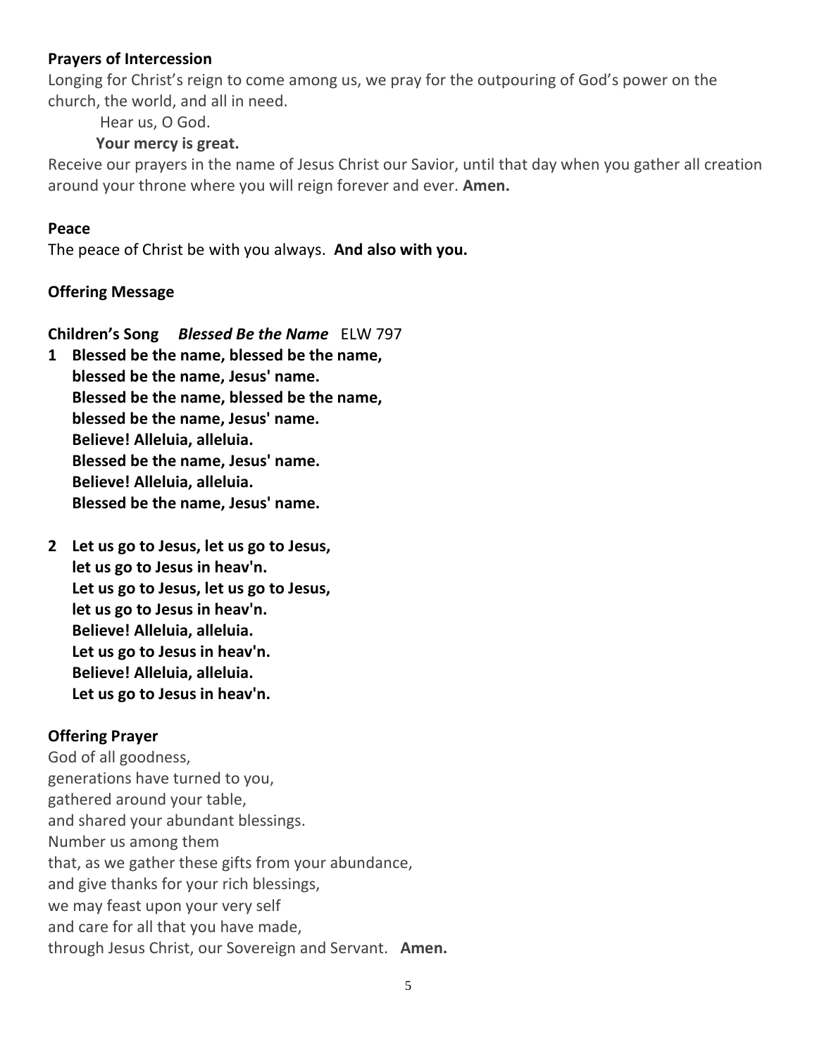**Prayers of Intercession**

Longing for Christ's reign to come among us, we pray for the outpouring of God's power on the church, the world, and all in need.

Hear us, O God.
**Your mercy is great.**

Receive our prayers in the name of Jesus Christ our Savior, until that day when you gather all creation around your throne where you will reign forever and ever. **Amen.**

**Peace**

The peace of Christ be with you always. **And also with you.**

**Offering Message**

**Children's Song** ***Blessed Be the Name*** ELW 797

**1 Blessed be the name, blessed be the name,**
**blessed be the name, Jesus' name.**
**Blessed be the name, blessed be the name,**
**blessed be the name, Jesus' name.**
**Believe! Alleluia, alleluia.**
**Blessed be the name, Jesus' name.**
**Believe! Alleluia, alleluia.**
**Blessed be the name, Jesus' name.**

**2 Let us go to Jesus, let us go to Jesus,**
**let us go to Jesus in heav'n.**
**Let us go to Jesus, let us go to Jesus,**
**let us go to Jesus in heav'n.**
**Believe! Alleluia, alleluia.**
**Let us go to Jesus in heav'n.**
**Believe! Alleluia, alleluia.**
**Let us go to Jesus in heav'n.**

**Offering Prayer**

God of all goodness,
generations have turned to you,
gathered around your table,
and shared your abundant blessings.
Number us among them
that, as we gather these gifts from your abundance,
and give thanks for your rich blessings,
we may feast upon your very self
and care for all that you have made,
through Jesus Christ, our Sovereign and Servant. **Amen.**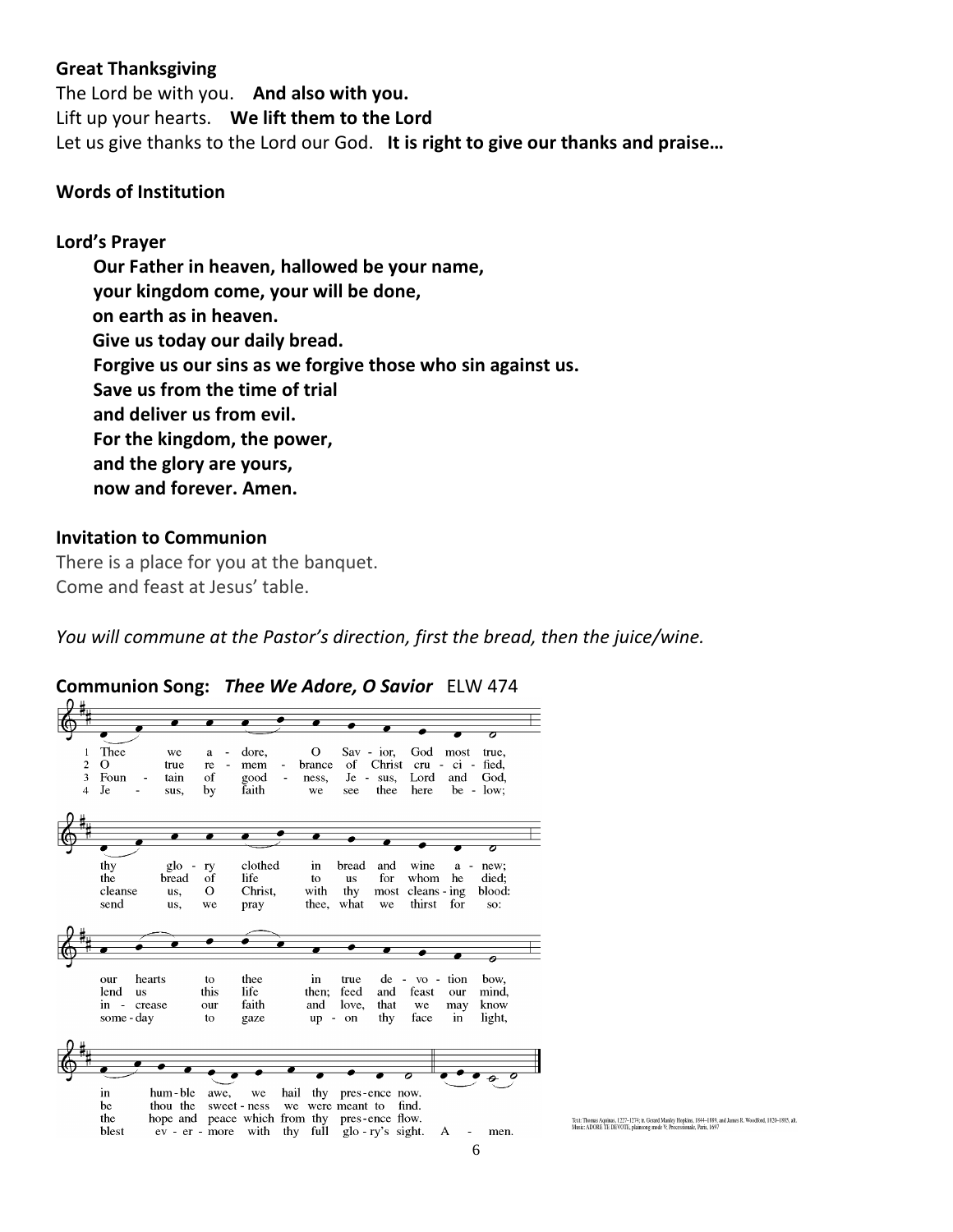**Great Thanksgiving**

The Lord be with you. **And also with you.**
Lift up your hearts. **We lift them to the Lord**
Let us give thanks to the Lord our God. **It is right to give our thanks and praise…**

**Words of Institution**

**Lord's Prayer**

**Our Father in heaven, hallowed be your name,**
**your kingdom come, your will be done,**
**on earth as in heaven.**
**Give us today our daily bread.**
**Forgive us our sins as we forgive those who sin against us.**
**Save us from the time of trial**
**and deliver us from evil.**
**For the kingdom, the power,**
**and the glory are yours,**
**now and forever. Amen.**

**Invitation to Communion**

There is a place for you at the banquet.
Come and feast at Jesus' table.

*You will commune at the Pastor's direction, first the bread, then the juice/wine.*

**Communion Song:** ***Thee We Adore, O Savior*** ELW 474

1 Thee we adore, O Savior, God most true, thy glory clothed in bread and wine anew; our hearts to thee in true devotion bow, in humble awe, we hail thy presence now.

2 O true remembrance of Christ crucified, the bread of life to us for whom he died; lend us this life then; feed and feast our mind, be thou the sweetness we were meant to find.

3 Fountain of goodness, Jesus, Lord and God, cleanse us, O Christ, with thy most cleansing blood: increase our faith and love, that we may know the hope and peace which from thy presence flow.

4 Jesus, by faith we see thee here below; send us, we pray thee, what we thirst for so: someday to gaze upon thy face in light, blest evermore with thy full glory's sight. Amen.

Text: Thomas Aquinas, 1227–1274; tr. Gerard Manley Hopkins, 1844–1889, and James R. Woodford, 1820–1885, alt.
Music: ADORE TE DEVOTE, plainsong mode V; Processionale, Paris, 1697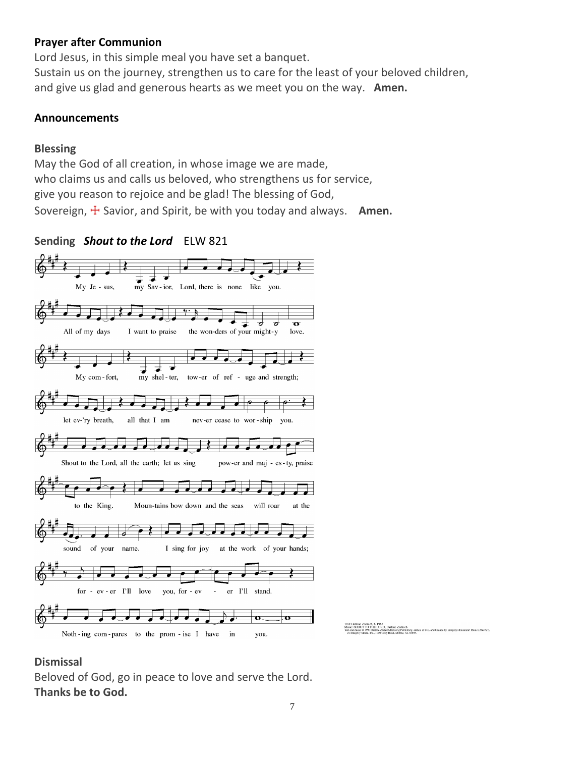**Prayer after Communion**

Lord Jesus, in this simple meal you have set a banquet.
Sustain us on the journey, strengthen us to care for the least of your beloved children,
and give us glad and generous hearts as we meet you on the way. **Amen.**

**Announcements**

**Blessing**

May the God of all creation, in whose image we are made,
who claims us and calls us beloved, who strengthens us for service,
give you reason to rejoice and be glad! The blessing of God,
Sovereign, ☩ Savior, and Spirit, be with you today and always. **Amen.**

**Sending** ***Shout to the Lord*** ELW 821

My Je - sus, my Sav - ior, Lord, there is none like you.
All of my days I want to praise the won-ders of your might-y love.
My com - fort, my shel - ter, tow-er of ref - uge and strength;
let ev-'ry breath, all that I am nev-er cease to wor - ship you.
Shout to the Lord, all the earth; let us sing pow-er and maj - es - ty, praise to the King.
Moun-tains bow down and the seas will roar at the sound of your name.
I sing for joy at the work of your hands;
for - ev - er I'll love you, for - ev - er I'll stand.
Noth - ing com - pares to the prom - ise I have in you.

Text: Darlene Zschech, b. 1965
Music: SHOUT TO THE LORD, Darlene Zschech
Text and music © 1993 Darlene Zschech/Hillsong Publishing, admin. in U.S. and Canada by Integrity's Hosanna! Music (ASCAP), c/o Integrity Media, Inc., 1000 Cody Road, Mobile, AL 36695.

**Dismissal**

Beloved of God, go in peace to love and serve the Lord.
**Thanks be to God.**